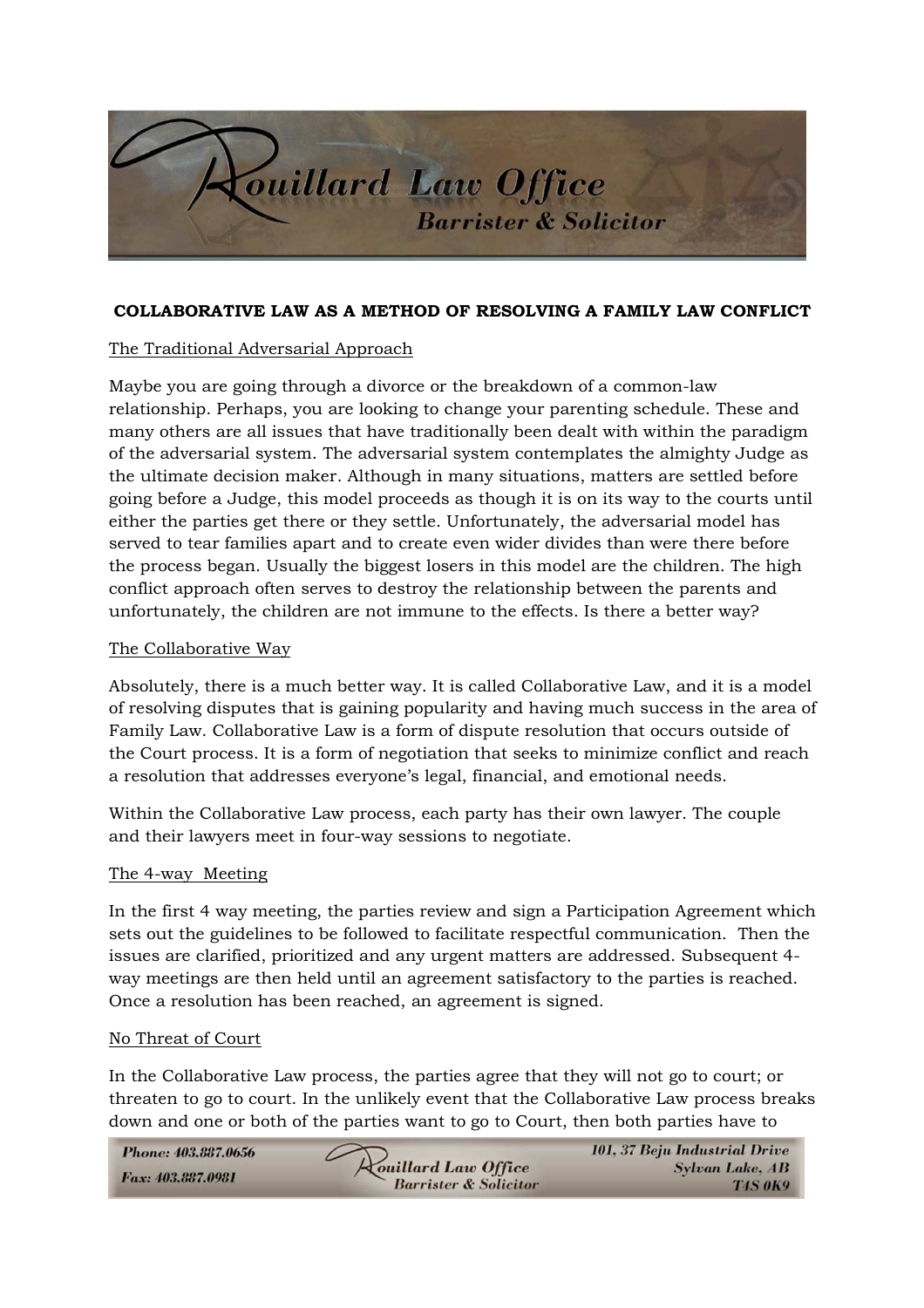## COLLABORATIVE LAW AS A METHOD OF RESOLVING A FAMILY LAW CONFLICT

### The Traditional Adversarial Approach

Maybe you are going through a divorce or the breakdown of a common-law relationship. Perhaps, you are looking to change your parenting schedule. These and many others are all issues that have traditionally been dealt with within the paradigm of the adversarial system. The adversarial system contemplates the almighty Judge as the ultimate decision maker. Although in many situations, matters are settled before going before a Judge, this model proceeds as though it is on its way to the courts until either the parties get there or they settle. Unfortunately, the adversarial model has served to tear families apart and to create even wider divides than were there before the process began. Usually the biggest losers in this model are the children. The high conflict approach often serves to destroy the relationship between the parents and unfortunately, the children are not immune to the effects. Is there a better way?

### The Collaborative Way

Absolutely, there is a much better way. It is called Collaborative Law, and it is a model of resolving disputes that is gaining popularity and having much success in the area of Family Law. Collaborative Law is a form of dispute resolution that occurs outside of the Court process. It is a form of negotiation that seeks to minimize conflict and reach a resolution that addresses everyone's legal, financial, and emotional needs.

Within the Collaborative Law process, each party has their own lawyer. The couple and their lawyers meet in four-way sessions to negotiate.

### The 4-way Meeting

In the first 4 way meeting, the parties review and sign a Participation Agreement which sets out the guidelines to be followed to facilitate respectful communication. Then the issues are clarified, prioritized and any urgent matters are addressed. Subsequent 4-way meetings are then held until an agreement satisfactory to the parties is reached. Once a resolution has been reached, an agreement is signed.

### No Threat of Court

In the Collaborative Law process, the parties agree that they will not go to court; or threaten to go to court. In the unlikely event that the Collaborative Law process breaks down and one or both of the parties want to go to Court, then both parties have to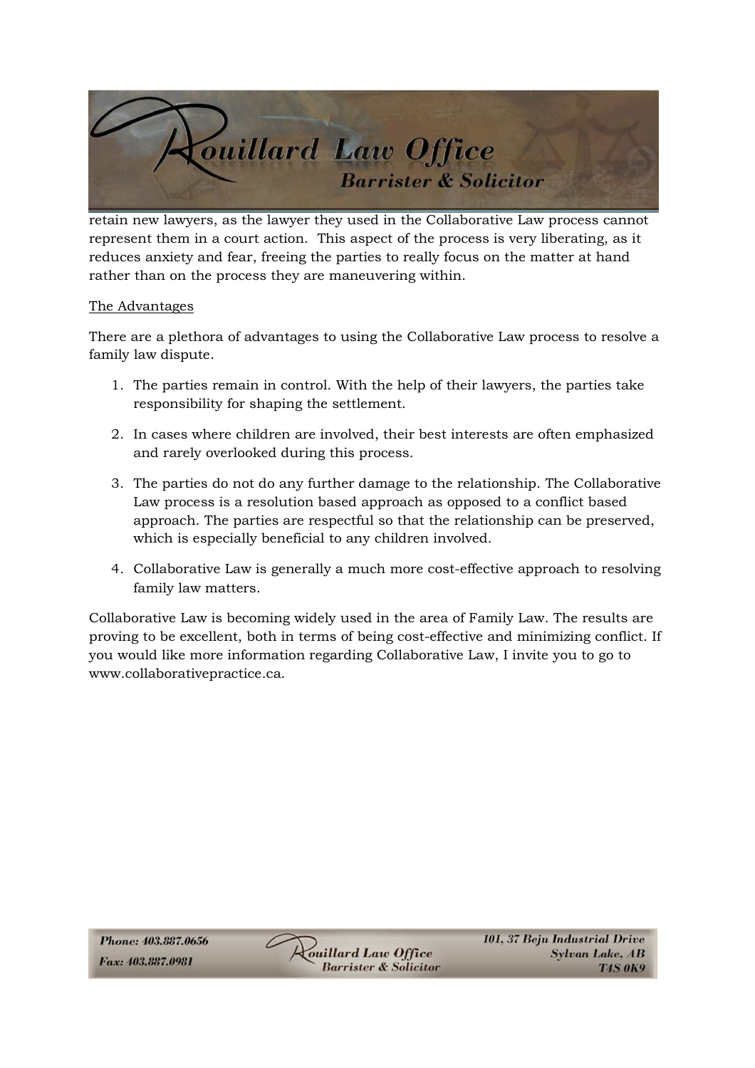retain new lawyers, as the lawyer they used in the Collaborative Law process cannot represent them in a court action. This aspect of the process is very liberating, as it reduces anxiety and fear, freeing the parties to really focus on the matter at hand rather than on the process they are maneuvering within.

<u>The Advantages</u>

There are a plethora of advantages to using the Collaborative Law process to resolve a family law dispute.

1. The parties remain in control. With the help of their lawyers, the parties take responsibility for shaping the settlement.
2. In cases where children are involved, their best interests are often emphasized and rarely overlooked during this process.
3. The parties do not do any further damage to the relationship. The Collaborative Law process is a resolution based approach as opposed to a conflict based approach. The parties are respectful so that the relationship can be preserved, which is especially beneficial to any children involved.
4. Collaborative Law is generally a much more cost-effective approach to resolving family law matters.

Collaborative Law is becoming widely used in the area of Family Law. The results are proving to be excellent, both in terms of being cost-effective and minimizing conflict. If you would like more information regarding Collaborative Law, I invite you to go to www.collaborativepractice.ca.